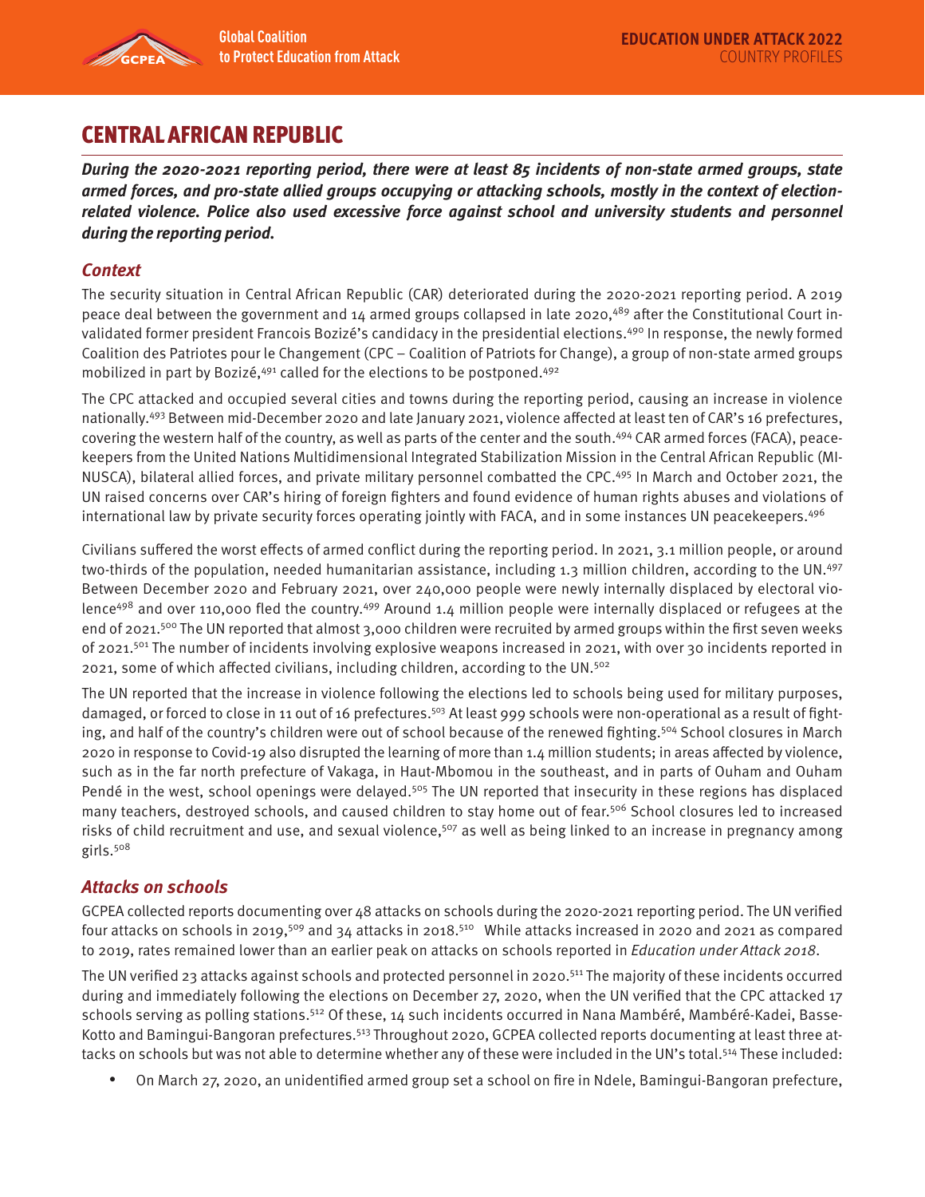# CENTRAL AFRICAN REPUBLIC

***During the 2020-2021 reporting period, there were at least 85 incidents of non-state armed groups, state armed forces, and pro-state allied groups occupying or attacking schools, mostly in the context of election-related violence. Police also used excessive force against school and university students and personnel during the reporting period.***

## *Context*

The security situation in Central African Republic (CAR) deteriorated during the 2020-2021 reporting period. A 2019 peace deal between the government and 14 armed groups collapsed in late 2020,[489] after the Constitutional Court invalidated former president Francois Bozizé's candidacy in the presidential elections.[490] In response, the newly formed Coalition des Patriotes pour le Changement (CPC – Coalition of Patriots for Change), a group of non-state armed groups mobilized in part by Bozizé,[491] called for the elections to be postponed.[492]

The CPC attacked and occupied several cities and towns during the reporting period, causing an increase in violence nationally.[493] Between mid-December 2020 and late January 2021, violence affected at least ten of CAR's 16 prefectures, covering the western half of the country, as well as parts of the center and the south.[494] CAR armed forces (FACA), peacekeepers from the United Nations Multidimensional Integrated Stabilization Mission in the Central African Republic (MINUSCA), bilateral allied forces, and private military personnel combatted the CPC.[495] In March and October 2021, the UN raised concerns over CAR's hiring of foreign fighters and found evidence of human rights abuses and violations of international law by private security forces operating jointly with FACA, and in some instances UN peacekeepers.[496]

Civilians suffered the worst effects of armed conflict during the reporting period. In 2021, 3.1 million people, or around two-thirds of the population, needed humanitarian assistance, including 1.3 million children, according to the UN.[497] Between December 2020 and February 2021, over 240,000 people were newly internally displaced by electoral violence[498] and over 110,000 fled the country.[499] Around 1.4 million people were internally displaced or refugees at the end of 2021.[500] The UN reported that almost 3,000 children were recruited by armed groups within the first seven weeks of 2021.[501] The number of incidents involving explosive weapons increased in 2021, with over 30 incidents reported in 2021, some of which affected civilians, including children, according to the UN.[502]

The UN reported that the increase in violence following the elections led to schools being used for military purposes, damaged, or forced to close in 11 out of 16 prefectures.[503] At least 999 schools were non-operational as a result of fighting, and half of the country's children were out of school because of the renewed fighting.[504] School closures in March 2020 in response to Covid-19 also disrupted the learning of more than 1.4 million students; in areas affected by violence, such as in the far north prefecture of Vakaga, in Haut-Mbomou in the southeast, and in parts of Ouham and Ouham Pendé in the west, school openings were delayed.[505] The UN reported that insecurity in these regions has displaced many teachers, destroyed schools, and caused children to stay home out of fear.[506] School closures led to increased risks of child recruitment and use, and sexual violence,[507] as well as being linked to an increase in pregnancy among girls.[508]

## *Attacks on schools*

GCPEA collected reports documenting over 48 attacks on schools during the 2020-2021 reporting period. The UN verified four attacks on schools in 2019,[509] and 34 attacks in 2018.[510] While attacks increased in 2020 and 2021 as compared to 2019, rates remained lower than an earlier peak on attacks on schools reported in *Education under Attack 2018*.

The UN verified 23 attacks against schools and protected personnel in 2020.[511] The majority of these incidents occurred during and immediately following the elections on December 27, 2020, when the UN verified that the CPC attacked 17 schools serving as polling stations.[512] Of these, 14 such incidents occurred in Nana Mambéré, Mambéré-Kadei, Basse-Kotto and Bamingui-Bangoran prefectures.[513] Throughout 2020, GCPEA collected reports documenting at least three attacks on schools but was not able to determine whether any of these were included in the UN's total.[514] These included:

- On March 27, 2020, an unidentified armed group set a school on fire in Ndele, Bamingui-Bangoran prefecture,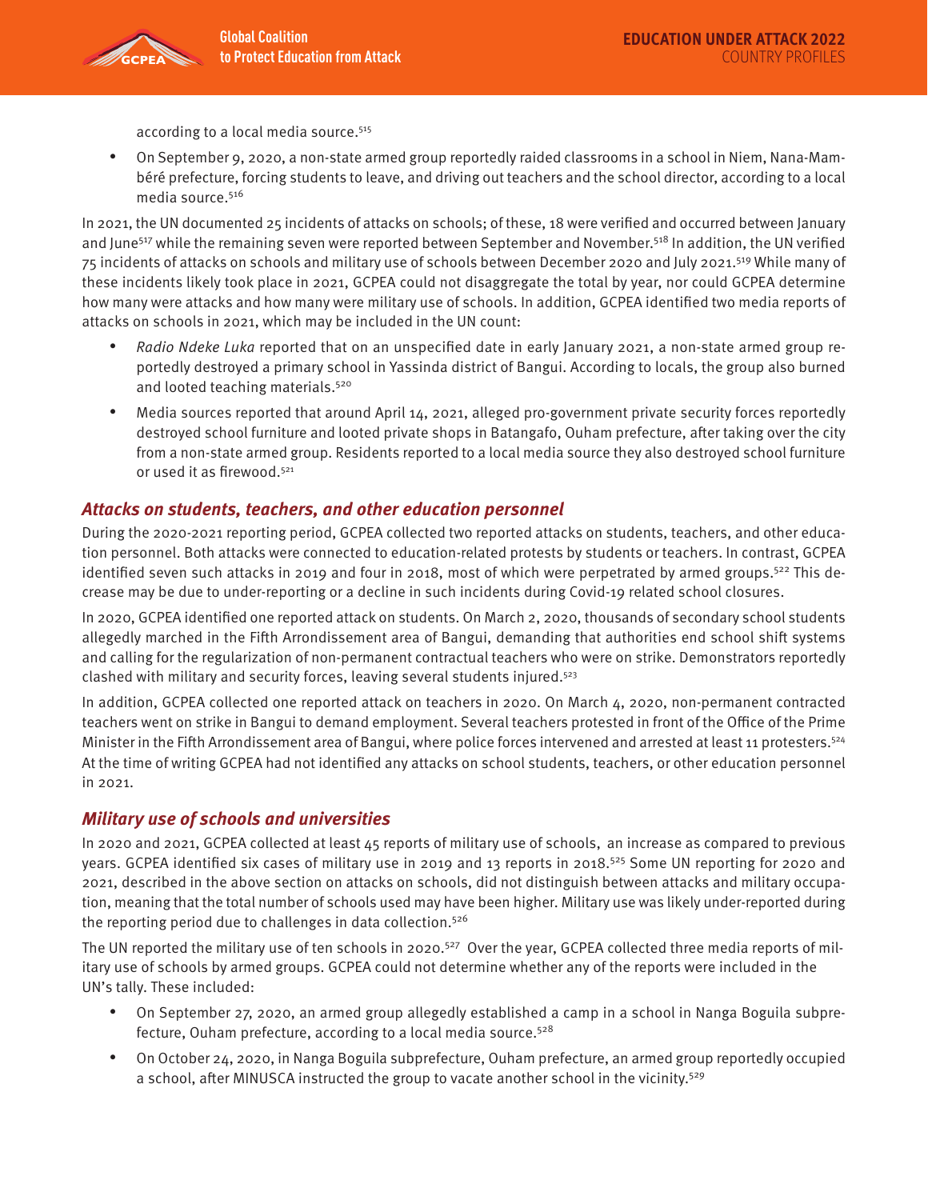according to a local media source.[515]

- On September 9, 2020, a non-state armed group reportedly raided classrooms in a school in Niem, Nana-Mambéré prefecture, forcing students to leave, and driving out teachers and the school director, according to a local media source.[516]

In 2021, the UN documented 25 incidents of attacks on schools; of these, 18 were verified and occurred between January and June[517] while the remaining seven were reported between September and November.[518] In addition, the UN verified 75 incidents of attacks on schools and military use of schools between December 2020 and July 2021.[519] While many of these incidents likely took place in 2021, GCPEA could not disaggregate the total by year, nor could GCPEA determine how many were attacks and how many were military use of schools. In addition, GCPEA identified two media reports of attacks on schools in 2021, which may be included in the UN count:

- *Radio Ndeke Luka* reported that on an unspecified date in early January 2021, a non-state armed group reportedly destroyed a primary school in Yassinda district of Bangui. According to locals, the group also burned and looted teaching materials.[520]
- Media sources reported that around April 14, 2021, alleged pro-government private security forces reportedly destroyed school furniture and looted private shops in Batangafo, Ouham prefecture, after taking over the city from a non-state armed group. Residents reported to a local media source they also destroyed school furniture or used it as firewood.[521]

## Attacks on students, teachers, and other education personnel

During the 2020-2021 reporting period, GCPEA collected two reported attacks on students, teachers, and other education personnel. Both attacks were connected to education-related protests by students or teachers. In contrast, GCPEA identified seven such attacks in 2019 and four in 2018, most of which were perpetrated by armed groups.[522] This decrease may be due to under-reporting or a decline in such incidents during Covid-19 related school closures.

In 2020, GCPEA identified one reported attack on students. On March 2, 2020, thousands of secondary school students allegedly marched in the Fifth Arrondissement area of Bangui, demanding that authorities end school shift systems and calling for the regularization of non-permanent contractual teachers who were on strike. Demonstrators reportedly clashed with military and security forces, leaving several students injured.[523]

In addition, GCPEA collected one reported attack on teachers in 2020. On March 4, 2020, non-permanent contracted teachers went on strike in Bangui to demand employment. Several teachers protested in front of the Office of the Prime Minister in the Fifth Arrondissement area of Bangui, where police forces intervened and arrested at least 11 protesters.[524] At the time of writing GCPEA had not identified any attacks on school students, teachers, or other education personnel in 2021.

## Military use of schools and universities

In 2020 and 2021, GCPEA collected at least 45 reports of military use of schools, an increase as compared to previous years. GCPEA identified six cases of military use in 2019 and 13 reports in 2018.[525] Some UN reporting for 2020 and 2021, described in the above section on attacks on schools, did not distinguish between attacks and military occupation, meaning that the total number of schools used may have been higher. Military use was likely under-reported during the reporting period due to challenges in data collection.[526]

The UN reported the military use of ten schools in 2020.[527] Over the year, GCPEA collected three media reports of military use of schools by armed groups. GCPEA could not determine whether any of the reports were included in the UN's tally. These included:

- On September 27, 2020, an armed group allegedly established a camp in a school in Nanga Boguila subprefecture, Ouham prefecture, according to a local media source.[528]
- On October 24, 2020, in Nanga Boguila subprefecture, Ouham prefecture, an armed group reportedly occupied a school, after MINUSCA instructed the group to vacate another school in the vicinity.[529]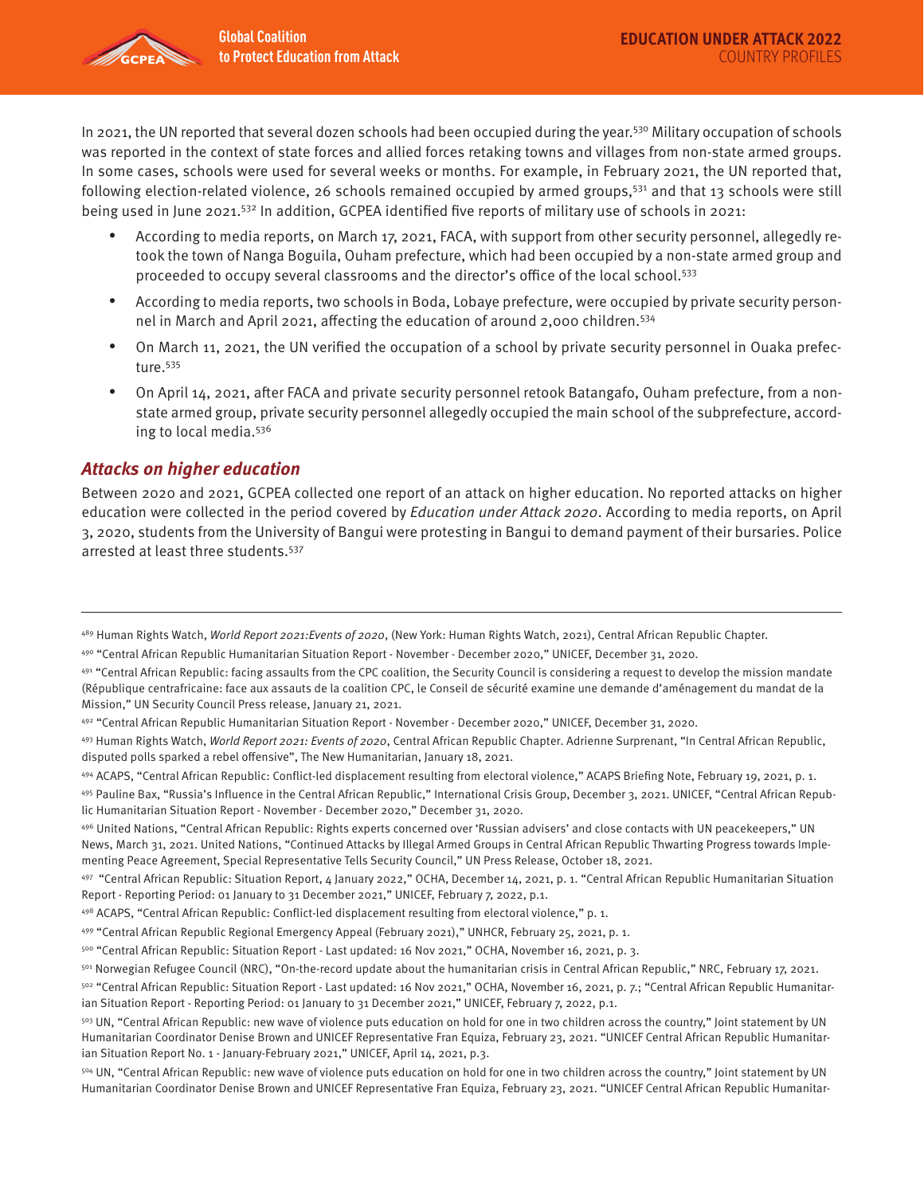In 2021, the UN reported that several dozen schools had been occupied during the year.[530] Military occupation of schools was reported in the context of state forces and allied forces retaking towns and villages from non-state armed groups. In some cases, schools were used for several weeks or months. For example, in February 2021, the UN reported that, following election-related violence, 26 schools remained occupied by armed groups,[531] and that 13 schools were still being used in June 2021.[532] In addition, GCPEA identified five reports of military use of schools in 2021:

- According to media reports, on March 17, 2021, FACA, with support from other security personnel, allegedly retook the town of Nanga Boguila, Ouham prefecture, which had been occupied by a non-state armed group and proceeded to occupy several classrooms and the director's office of the local school.[533]
- According to media reports, two schools in Boda, Lobaye prefecture, were occupied by private security personnel in March and April 2021, affecting the education of around 2,000 children.[534]
- On March 11, 2021, the UN verified the occupation of a school by private security personnel in Ouaka prefecture.[535]
- On April 14, 2021, after FACA and private security personnel retook Batangafo, Ouham prefecture, from a non-state armed group, private security personnel allegedly occupied the main school of the subprefecture, according to local media.[536]

### *Attacks on higher education*

Between 2020 and 2021, GCPEA collected one report of an attack on higher education. No reported attacks on higher education were collected in the period covered by *Education under Attack 2020*. According to media reports, on April 3, 2020, students from the University of Bangui were protesting in Bangui to demand payment of their bursaries. Police arrested at least three students.[537]

---

[489] Human Rights Watch, *World Report 2021:Events of 2020*, (New York: Human Rights Watch, 2021), Central African Republic Chapter.

[490] "Central African Republic Humanitarian Situation Report - November - December 2020," UNICEF, December 31, 2020.

[491] "Central African Republic: facing assaults from the CPC coalition, the Security Council is considering a request to develop the mission mandate (République centrafricaine: face aux assauts de la coalition CPC, le Conseil de sécurité examine une demande d'aménagement du mandat de la Mission," UN Security Council Press release, January 21, 2021.

[492] "Central African Republic Humanitarian Situation Report - November - December 2020," UNICEF, December 31, 2020.

[493] Human Rights Watch, *World Report 2021: Events of 2020*, Central African Republic Chapter. Adrienne Surprenant, "In Central African Republic, disputed polls sparked a rebel offensive", The New Humanitarian, January 18, 2021.

[494] ACAPS, "Central African Republic: Conflict-led displacement resulting from electoral violence," ACAPS Briefing Note, February 19, 2021, p. 1.

[495] Pauline Bax, "Russia's Influence in the Central African Republic," International Crisis Group, December 3, 2021. UNICEF, "Central African Republic Humanitarian Situation Report - November - December 2020," December 31, 2020.

[496] United Nations, "Central African Republic: Rights experts concerned over 'Russian advisers' and close contacts with UN peacekeepers," UN News, March 31, 2021. United Nations, "Continued Attacks by Illegal Armed Groups in Central African Republic Thwarting Progress towards Implementing Peace Agreement, Special Representative Tells Security Council," UN Press Release, October 18, 2021.

[497] "Central African Republic: Situation Report, 4 January 2022," OCHA, December 14, 2021, p. 1. "Central African Republic Humanitarian Situation Report - Reporting Period: 01 January to 31 December 2021," UNICEF, February 7, 2022, p.1.

[498] ACAPS, "Central African Republic: Conflict-led displacement resulting from electoral violence," p. 1.

[499] "Central African Republic Regional Emergency Appeal (February 2021)," UNHCR, February 25, 2021, p. 1.

[500] "Central African Republic: Situation Report - Last updated: 16 Nov 2021," OCHA, November 16, 2021, p. 3.

[501] Norwegian Refugee Council (NRC), "On-the-record update about the humanitarian crisis in Central African Republic," NRC, February 17, 2021.

[502] "Central African Republic: Situation Report - Last updated: 16 Nov 2021," OCHA, November 16, 2021, p. 7.; "Central African Republic Humanitarian Situation Report - Reporting Period: 01 January to 31 December 2021," UNICEF, February 7, 2022, p.1.

[503] UN, "Central African Republic: new wave of violence puts education on hold for one in two children across the country," Joint statement by UN Humanitarian Coordinator Denise Brown and UNICEF Representative Fran Equiza, February 23, 2021. "UNICEF Central African Republic Humanitarian Situation Report No. 1 - January-February 2021," UNICEF, April 14, 2021, p.3.

[504] UN, "Central African Republic: new wave of violence puts education on hold for one in two children across the country," Joint statement by UN Humanitarian Coordinator Denise Brown and UNICEF Representative Fran Equiza, February 23, 2021. "UNICEF Central African Republic Humanitar-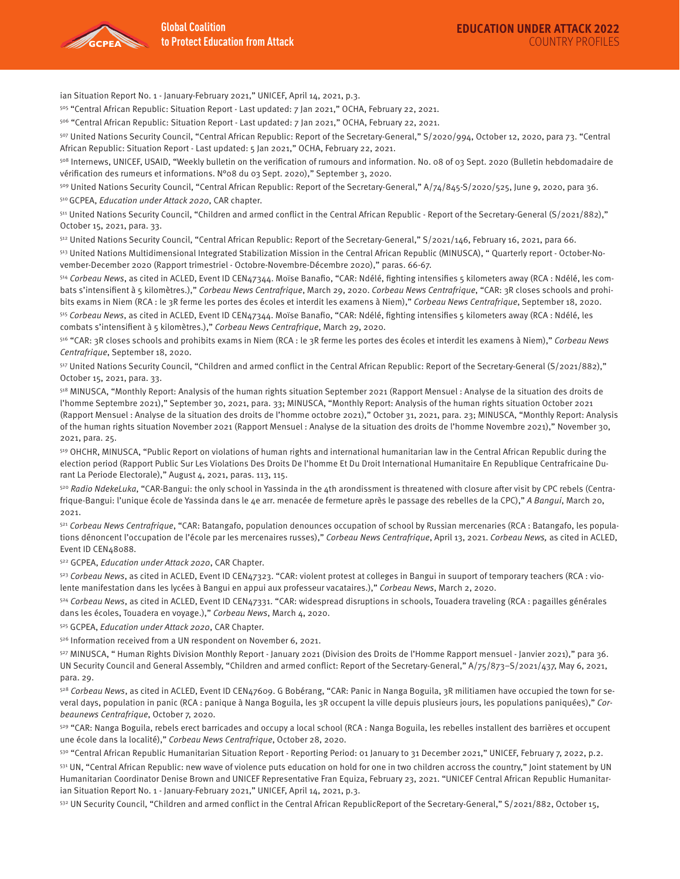ian Situation Report No. 1 - January-February 2021," UNICEF, April 14, 2021, p.3.

[505] "Central African Republic: Situation Report - Last updated: 7 Jan 2021," OCHA, February 22, 2021.

[506] "Central African Republic: Situation Report - Last updated: 7 Jan 2021," OCHA, February 22, 2021.

[507] United Nations Security Council, "Central African Republic: Report of the Secretary-General," S/2020/994, October 12, 2020, para 73. "Central African Republic: Situation Report - Last updated: 5 Jan 2021," OCHA, February 22, 2021.

[508] Internews, UNICEF, USAID, "Weekly bulletin on the verification of rumours and information. No. 08 of 03 Sept. 2020 (Bulletin hebdomadaire de vérification des rumeurs et informations. N°08 du 03 Sept. 2020)," September 3, 2020.

[509] United Nations Security Council, "Central African Republic: Report of the Secretary-General," A/74/845-S/2020/525, June 9, 2020, para 36.

[510] GCPEA, *Education under Attack 2020*, CAR chapter.

[511] United Nations Security Council, "Children and armed conflict in the Central African Republic - Report of the Secretary-General (S/2021/882)," October 15, 2021, para. 33.

[512] United Nations Security Council, "Central African Republic: Report of the Secretary-General," S/2021/146, February 16, 2021, para 66.

[513] United Nations Multidimensional Integrated Stabilization Mission in the Central African Republic (MINUSCA), " Quarterly report - October-November-December 2020 (Rapport trimestriel - Octobre-Novembre-Décembre 2020)," paras. 66-67.

[514] *Corbeau News*, as cited in ACLED, Event ID CEN47344. Moïse Banafio, "CAR: Ndélé, fighting intensifies 5 kilometers away (RCA : Ndélé, les combats s'intensifient à 5 kilomètres.)," *Corbeau News Centrafrique*, March 29, 2020. *Corbeau News Centrafrique*, "CAR: 3R closes schools and prohibits exams in Niem (RCA : le 3R ferme les portes des écoles et interdit les examens à Niem)," *Corbeau News Centrafrique*, September 18, 2020.

[515] *Corbeau News*, as cited in ACLED, Event ID CEN47344. Moïse Banafio, "CAR: Ndélé, fighting intensifies 5 kilometers away (RCA : Ndélé, les combats s'intensifient à 5 kilomètres.)," *Corbeau News Centrafrique*, March 29, 2020.

[516] "CAR: 3R closes schools and prohibits exams in Niem (RCA : le 3R ferme les portes des écoles et interdit les examens à Niem)," *Corbeau News Centrafrique*, September 18, 2020.

[517] United Nations Security Council, "Children and armed conflict in the Central African Republic: Report of the Secretary-General (S/2021/882)," October 15, 2021, para. 33.

[518] MINUSCA, "Monthly Report: Analysis of the human rights situation September 2021 (Rapport Mensuel : Analyse de la situation des droits de l'homme Septembre 2021)," September 30, 2021, para. 33; MINUSCA, "Monthly Report: Analysis of the human rights situation October 2021 (Rapport Mensuel : Analyse de la situation des droits de l'homme octobre 2021)," October 31, 2021, para. 23; MINUSCA, "Monthly Report: Analysis of the human rights situation November 2021 (Rapport Mensuel : Analyse de la situation des droits de l'homme Novembre 2021)," November 30, 2021, para. 25.

[519] OHCHR, MINUSCA, "Public Report on violations of human rights and international humanitarian law in the Central African Republic during the election period (Rapport Public Sur Les Violations Des Droits De l'homme Et Du Droit International Humanitaire En Republique Centrafricaine Durant La Periode Electorale)," August 4, 2021, paras. 113, 115.

[520] *Radio NdekeLuka*, "CAR-Bangui: the only school in Yassinda in the 4th arondissment is threatened with closure after visit by CPC rebels (Centrafrique-Bangui: l'unique école de Yassinda dans le 4e arr. menacée de fermeture après le passage des rebelles de la CPC)," *A Bangui*, March 20, 2021.

[521] *Corbeau News Centrafrique*, "CAR: Batangafo, population denounces occupation of school by Russian mercenaries (RCA : Batangafo, les populations dénoncent l'occupation de l'école par les mercenaires russes)," *Corbeau News Centrafrique*, April 13, 2021. *Corbeau News,* as cited in ACLED, Event ID CEN48088.

[522] GCPEA, *Education under Attack 2020*, CAR Chapter.

[523] *Corbeau News*, as cited in ACLED, Event ID CEN47323. "CAR: violent protest at colleges in Bangui in suuport of temporary teachers (RCA : violente manifestation dans les lycées à Bangui en appui aux professeur vacataires.)," *Corbeau News*, March 2, 2020.

[524] *Corbeau News*, as cited in ACLED, Event ID CEN47331. "CAR: widespread disruptions in schools, Touadera traveling (RCA : pagailles générales dans les écoles, Touadera en voyage.)," *Corbeau News*, March 4, 2020.

[525] GCPEA, *Education under Attack 2020*, CAR Chapter.

[526] Information received from a UN respondent on November 6, 2021.

[527] MINUSCA, " Human Rights Division Monthly Report - January 2021 (Division des Droits de l'Homme Rapport mensuel - Janvier 2021)," para 36. UN Security Council and General Assembly, "Children and armed conflict: Report of the Secretary-General," A/75/873–S/2021/437, May 6, 2021, para. 29.

[528] *Corbeau News*, as cited in ACLED, Event ID CEN47609. G Bobérang, "CAR: Panic in Nanga Boguila, 3R militiamen have occupied the town for several days, population in panic (RCA : panique à Nanga Boguila, les 3R occupent la ville depuis plusieurs jours, les populations paniquées)," *Corbeaunews Centrafrique*, October 7, 2020.

[529] "CAR: Nanga Boguila, rebels erect barricades and occupy a local school (RCA : Nanga Boguila, les rebelles installent des barrières et occupent une école dans la localité)," *Corbeau News Centrafrique*, October 28, 2020.

[530] "Central African Republic Humanitarian Situation Report - Reporting Period: 01 January to 31 December 2021," UNICEF, February 7, 2022, p.2.

[531] UN, "Central African Republic: new wave of violence puts education on hold for one in two children accross the country," Joint statement by UN Humanitarian Coordinator Denise Brown and UNICEF Representative Fran Equiza, February 23, 2021. "UNICEF Central African Republic Humanitarian Situation Report No. 1 - January-February 2021," UNICEF, April 14, 2021, p.3.

[532] UN Security Council, "Children and armed conflict in the Central African RepublicReport of the Secretary-General," S/2021/882, October 15,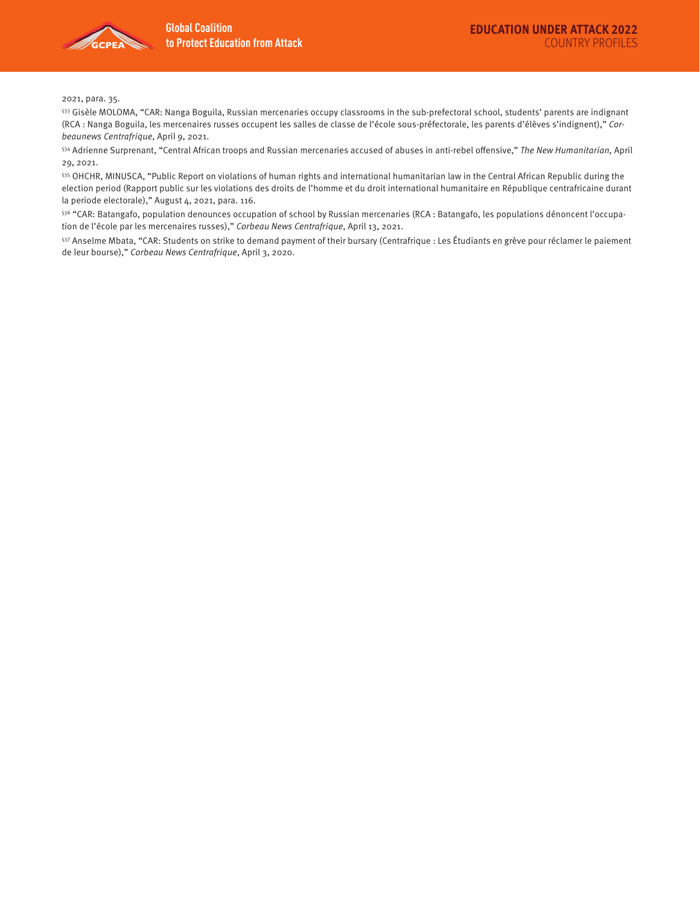2021, para. 35.

[533] Gisèle MOLOMA, “CAR: Nanga Boguila, Russian mercenaries occupy classrooms in the sub-prefectoral school, students’ parents are indignant (RCA : Nanga Boguila, les mercenaires russes occupent les salles de classe de l’école sous-préfectorale, les parents d’élèves s’indignent),” *Corbeaunews Centrafrique*, April 9, 2021.

[534] Adrienne Surprenant, “Central African troops and Russian mercenaries accused of abuses in anti-rebel offensive,” *The New Humanitarian,* April 29, 2021.

[535] OHCHR, MINUSCA, “Public Report on violations of human rights and international humanitarian law in the Central African Republic during the election period (Rapport public sur les violations des droits de l’homme et du droit international humanitaire en République centrafricaine durant la periode electorale),” August 4, 2021, para. 116.

[536] “CAR: Batangafo, population denounces occupation of school by Russian mercenaries (RCA : Batangafo, les populations dénoncent l’occupation de l’école par les mercenaires russes),” *Corbeau News Centrafrique*, April 13, 2021.

[537] Anselme Mbata, “CAR: Students on strike to demand payment of their bursary (Centrafrique : Les Étudiants en grève pour réclamer le paiement de leur bourse),” *Corbeau News Centrafrique*, April 3, 2020.